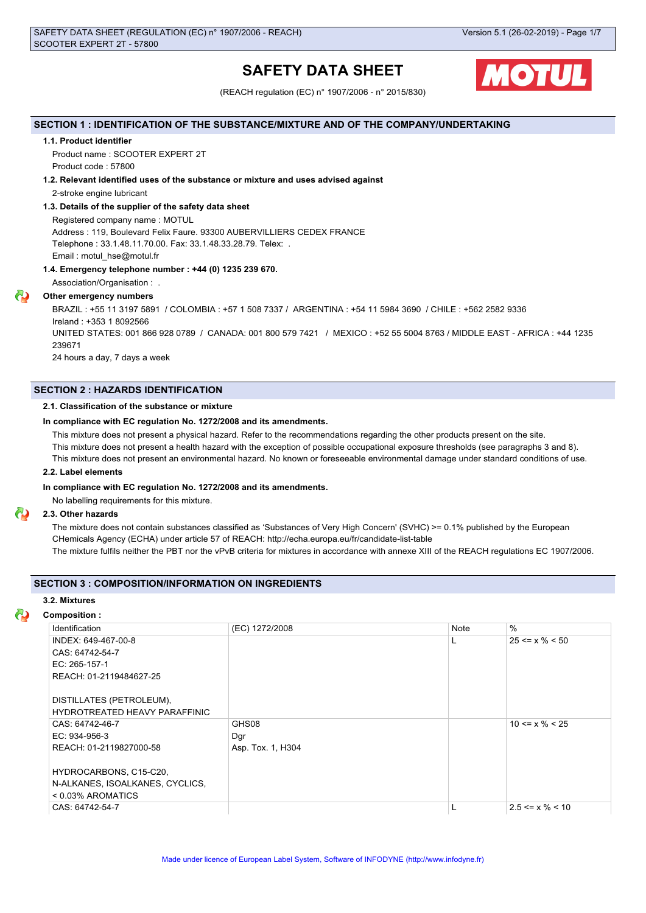# SAFETY DATA SHEET

(REACH regulation (EC) n° 1907/2006 - n° 2015/830)

## SECTION 1 : IDENTIFICATION OF THE SUBSTANCE/MIXTURE AND OF THE COMPANY/UNDERTAKING

### 1.1. Product identifier

Product name : SCOOTER EXPERT 2T

Product code : 57800

### 1.2. Relevant identified uses of the substance or mixture and uses advised against

2-stroke engine lubricant

### 1.3. Details of the supplier of the safety data sheet

Registered company name : MOTUL

Address : 119, Boulevard Felix Faure. 93300 AUBERVILLIERS CEDEX FRANCE

Telephone : 33.1.48.11.70.00. Fax: 33.1.48.33.28.79. Telex: .

Email : motul_hse@motul.fr

### 1.4. Emergency telephone number : +44 (0) 1235 239 670.

Association/Organisation : .

**Other emergency numbers**

BRAZIL : +55 11 3197 5891 / COLOMBIA : +57 1 508 7337 / ARGENTINA : +54 11 5984 3690 / CHILE : +562 2582 9336

Ireland : +353 1 8092566

UNITED STATES: 001 866 928 0789 / CANADA: 001 800 579 7421 / MEXICO : +52 55 5004 8763 / MIDDLE EAST - AFRICA : +44 1235 239671

24 hours a day, 7 days a week

## SECTION 2 : HAZARDS IDENTIFICATION

### 2.1. Classification of the substance or mixture

**In compliance with EC regulation No. 1272/2008 and its amendments.**

This mixture does not present a physical hazard. Refer to the recommendations regarding the other products present on the site.

This mixture does not present a health hazard with the exception of possible occupational exposure thresholds (see paragraphs 3 and 8).

This mixture does not present an environmental hazard. No known or foreseeable environmental damage under standard conditions of use.

### 2.2. Label elements

**In compliance with EC regulation No. 1272/2008 and its amendments.**

No labelling requirements for this mixture.

### 2.3. Other hazards

The mixture does not contain substances classified as 'Substances of Very High Concern' (SVHC) >= 0.1% published by the European CHemicals Agency (ECHA) under article 57 of REACH: http://echa.europa.eu/fr/candidate-list-table

The mixture fulfils neither the PBT nor the vPvB criteria for mixtures in accordance with annexe XIII of the REACH regulations EC 1907/2006.

## SECTION 3 : COMPOSITION/INFORMATION ON INGREDIENTS

### 3.2. Mixtures

**Composition :**

| Identification | (EC) 1272/2008 | Note | % |
|---|---|---|---|
| INDEX: 649-467-00-8<br>CAS: 64742-54-7<br>EC: 265-157-1<br>REACH: 01-2119484627-25<br><br>DISTILLATES (PETROLEUM), HYDROTREATED HEAVY PARAFFINIC | | L | 25 <= x % < 50 |
| CAS: 64742-46-7<br>EC: 934-956-3<br>REACH: 01-2119827000-58<br><br>HYDROCARBONS, C15-C20, N-ALKANES, ISOALKANES, CYCLICS, < 0.03% AROMATICS | GHS08<br>Dgr<br>Asp. Tox. 1, H304 | | 10 <= x % < 25 |
| CAS: 64742-54-7 | | L | 2.5 <= x % < 10 |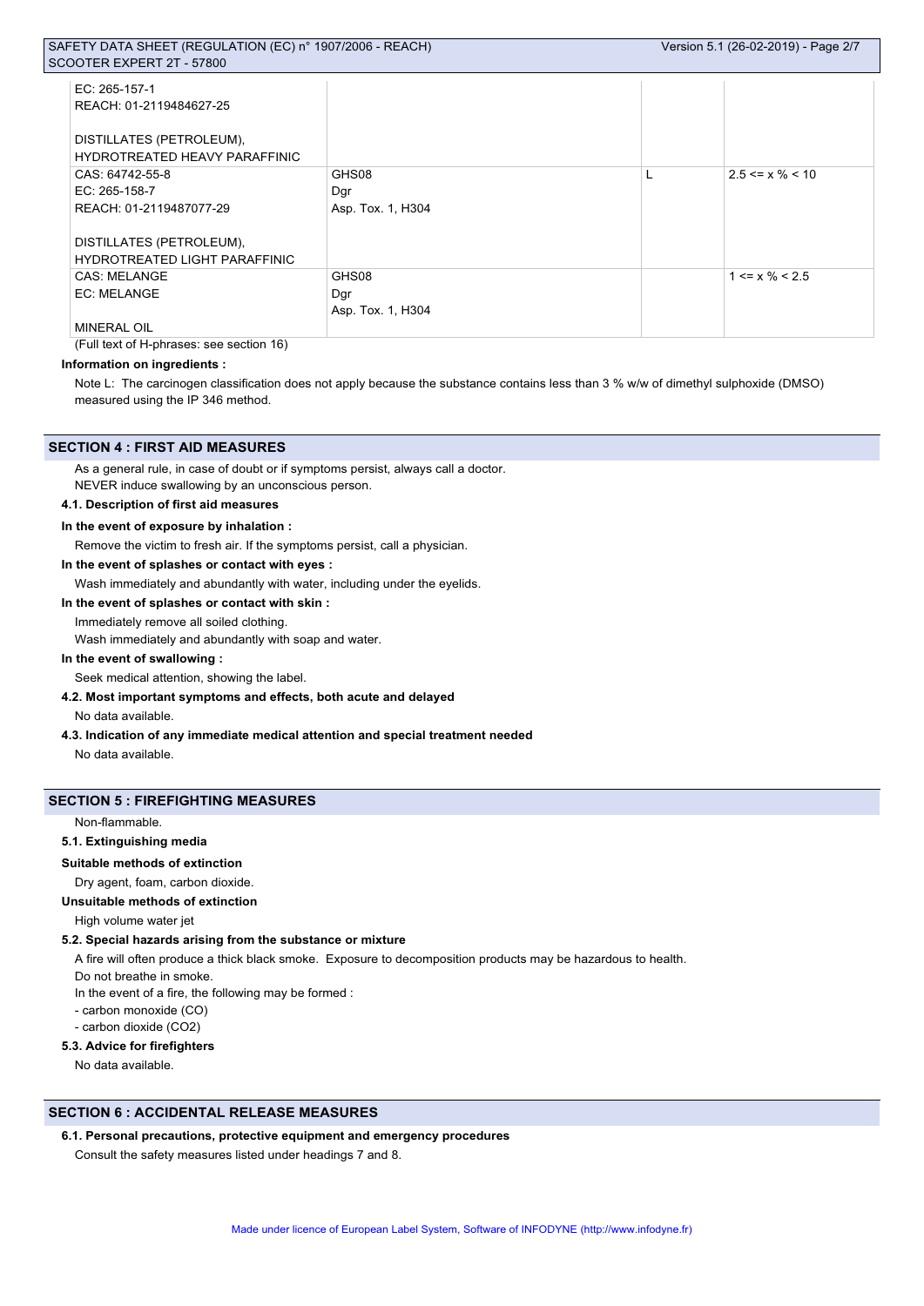| | | | |
|---|---|---|---|
| EC: 265-157-1<br>REACH: 01-2119484627-25<br><br>DISTILLATES (PETROLEUM), HYDROTREATED HEAVY PARAFFINIC | | | |
| CAS: 64742-55-8<br>EC: 265-158-7<br>REACH: 01-2119487077-29<br><br>DISTILLATES (PETROLEUM), HYDROTREATED LIGHT PARAFFINIC | GHS08<br>Dgr<br>Asp. Tox. 1, H304 | L | 2.5 <= x % < 10 |
| CAS: MELANGE<br>EC: MELANGE<br><br>MINERAL OIL | GHS08<br>Dgr<br>Asp. Tox. 1, H304 | | 1 <= x % < 2.5 |

(Full text of H-phrases: see section 16)

**Information on ingredients :**

Note L: The carcinogen classification does not apply because the substance contains less than 3 % w/w of dimethyl sulphoxide (DMSO) measured using the IP 346 method.

## SECTION 4 : FIRST AID MEASURES

As a general rule, in case of doubt or if symptoms persist, always call a doctor.
NEVER induce swallowing by an unconscious person.

**4.1. Description of first aid measures**

**In the event of exposure by inhalation :**

Remove the victim to fresh air. If the symptoms persist, call a physician.

**In the event of splashes or contact with eyes :**

Wash immediately and abundantly with water, including under the eyelids.

**In the event of splashes or contact with skin :**

Immediately remove all soiled clothing.
Wash immediately and abundantly with soap and water.

**In the event of swallowing :**

Seek medical attention, showing the label.

**4.2. Most important symptoms and effects, both acute and delayed**

No data available.

**4.3. Indication of any immediate medical attention and special treatment needed**

No data available.

## SECTION 5 : FIREFIGHTING MEASURES

Non-flammable.

**5.1. Extinguishing media**

**Suitable methods of extinction**

Dry agent, foam, carbon dioxide.

**Unsuitable methods of extinction**

High volume water jet

**5.2. Special hazards arising from the substance or mixture**

A fire will often produce a thick black smoke. Exposure to decomposition products may be hazardous to health.
Do not breathe in smoke.
In the event of a fire, the following may be formed :
- carbon monoxide (CO)
- carbon dioxide ($CO_2$)

**5.3. Advice for firefighters**

No data available.

## SECTION 6 : ACCIDENTAL RELEASE MEASURES

**6.1. Personal precautions, protective equipment and emergency procedures**

Consult the safety measures listed under headings 7 and 8.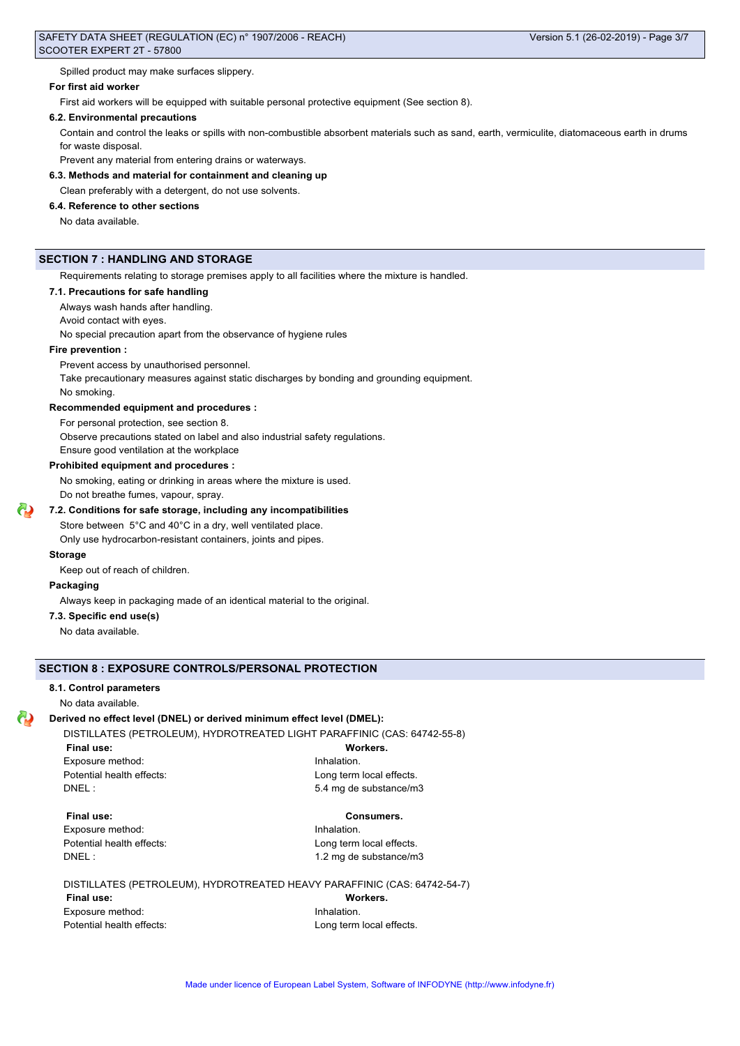Spilled product may make surfaces slippery.

**For first aid worker**

First aid workers will be equipped with suitable personal protective equipment (See section 8).

**6.2. Environmental precautions**

Contain and control the leaks or spills with non-combustible absorbent materials such as sand, earth, vermiculite, diatomaceous earth in drums for waste disposal.

Prevent any material from entering drains or waterways.

**6.3. Methods and material for containment and cleaning up**

Clean preferably with a detergent, do not use solvents.

**6.4. Reference to other sections**

No data available.

## SECTION 7 : HANDLING AND STORAGE

Requirements relating to storage premises apply to all facilities where the mixture is handled.

**7.1. Precautions for safe handling**

Always wash hands after handling.

Avoid contact with eyes.

No special precaution apart from the observance of hygiene rules

**Fire prevention :**

Prevent access by unauthorised personnel.

Take precautionary measures against static discharges by bonding and grounding equipment.

No smoking.

**Recommended equipment and procedures :**

For personal protection, see section 8.

Observe precautions stated on label and also industrial safety regulations.

Ensure good ventilation at the workplace

**Prohibited equipment and procedures :**

No smoking, eating or drinking in areas where the mixture is used.

Do not breathe fumes, vapour, spray.

**7.2. Conditions for safe storage, including any incompatibilities**

Store between 5°C and 40°C in a dry, well ventilated place.

Only use hydrocarbon-resistant containers, joints and pipes.

**Storage**

Keep out of reach of children.

**Packaging**

Always keep in packaging made of an identical material to the original.

**7.3. Specific end use(s)**

No data available.

## SECTION 8 : EXPOSURE CONTROLS/PERSONAL PROTECTION

**8.1. Control parameters**

No data available.

**Derived no effect level (DNEL) or derived minimum effect level (DMEL):**

DISTILLATES (PETROLEUM), HYDROTREATED LIGHT PARAFFINIC (CAS: 64742-55-8)

| **Final use:** | **Workers.** |
|---|---|
| Exposure method: | Inhalation. |
| Potential health effects: | Long term local effects. |
| DNEL : | 5.4 mg de substance/m3 |

| **Final use:** | **Consumers.** |
|---|---|
| Exposure method: | Inhalation. |
| Potential health effects: | Long term local effects. |
| DNEL : | 1.2 mg de substance/m3 |

DISTILLATES (PETROLEUM), HYDROTREATED HEAVY PARAFFINIC (CAS: 64742-54-7)

| **Final use:** | **Workers.** |
|---|---|
| Exposure method: | Inhalation. |
| Potential health effects: | Long term local effects. |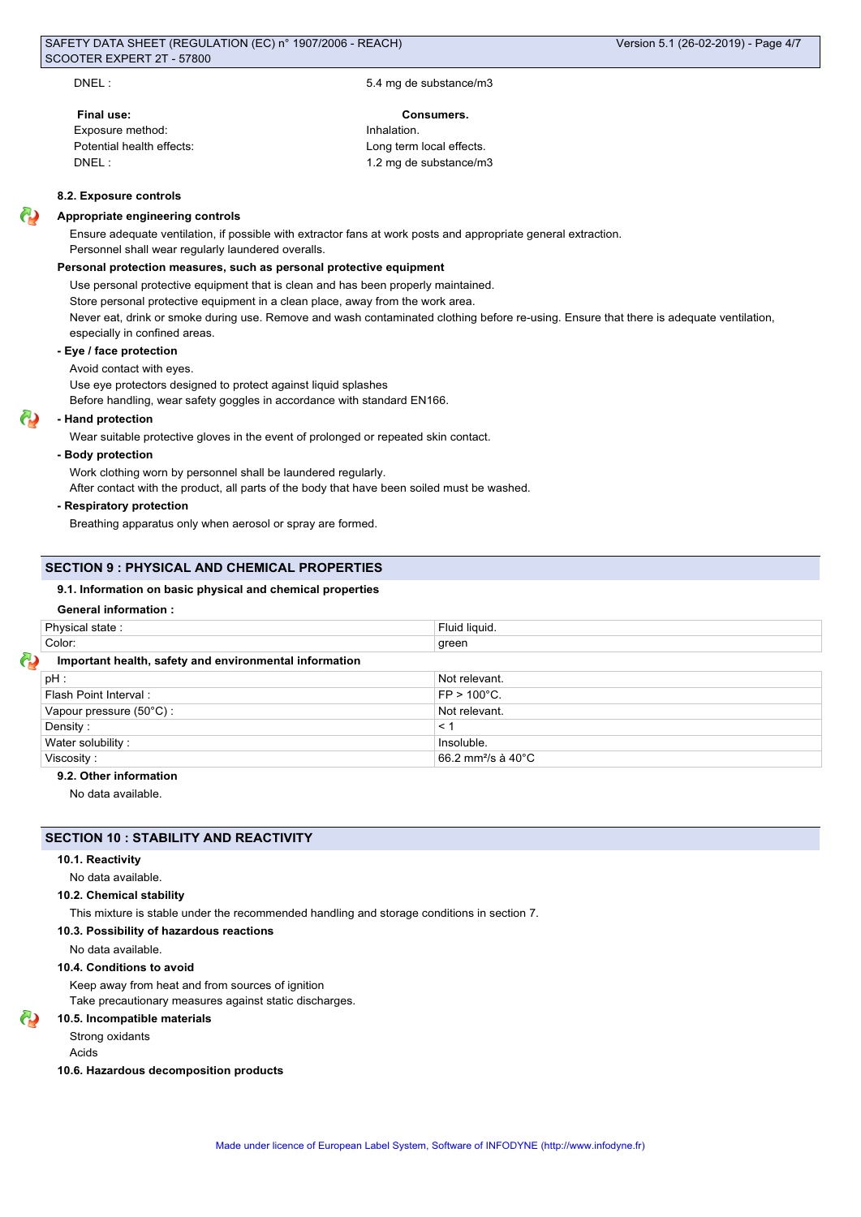DNEL : 5.4 mg de substance/m3

| Final use: | Consumers. |
|---|---|
| Exposure method: | Inhalation. |
| Potential health effects: | Long term local effects. |
| DNEL : | 1.2 mg de substance/m3 |

### 8.2. Exposure controls

**Appropriate engineering controls**

Ensure adequate ventilation, if possible with extractor fans at work posts and appropriate general extraction.
Personnel shall wear regularly laundered overalls.

**Personal protection measures, such as personal protective equipment**

Use personal protective equipment that is clean and has been properly maintained.
Store personal protective equipment in a clean place, away from the work area.
Never eat, drink or smoke during use. Remove and wash contaminated clothing before re-using. Ensure that there is adequate ventilation, especially in confined areas.

**- Eye / face protection**

Avoid contact with eyes.
Use eye protectors designed to protect against liquid splashes
Before handling, wear safety goggles in accordance with standard EN166.

**- Hand protection**

Wear suitable protective gloves in the event of prolonged or repeated skin contact.

**- Body protection**

Work clothing worn by personnel shall be laundered regularly.
After contact with the product, all parts of the body that have been soiled must be washed.

**- Respiratory protection**

Breathing apparatus only when aerosol or spray are formed.

## SECTION 9 : PHYSICAL AND CHEMICAL PROPERTIES

### 9.1. Information on basic physical and chemical properties

**General information :**

| Physical state : | Fluid liquid. |
|---|---|
| Color: | green |

**Important health, safety and environmental information**

| pH : | Not relevant. |
|---|---|
| Flash Point Interval : | FP > 100°C. |
| Vapour pressure (50°C) : | Not relevant. |
| Density : | < 1 |
| Water solubility : | Insoluble. |
| Viscosity : | 66.2 mm²/s à 40°C |

### 9.2. Other information

No data available.

## SECTION 10 : STABILITY AND REACTIVITY

### 10.1. Reactivity

No data available.

### 10.2. Chemical stability

This mixture is stable under the recommended handling and storage conditions in section 7.

### 10.3. Possibility of hazardous reactions

No data available.

### 10.4. Conditions to avoid

Keep away from heat and from sources of ignition
Take precautionary measures against static discharges.

### 10.5. Incompatible materials

Strong oxidants
Acids

### 10.6. Hazardous decomposition products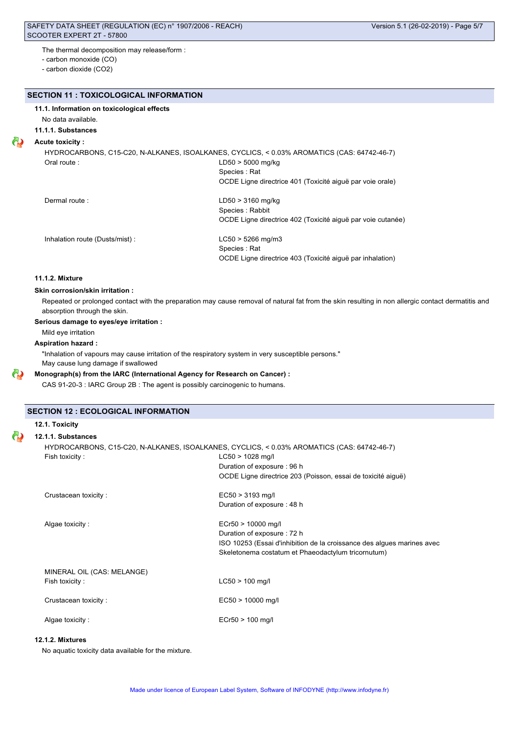The thermal decomposition may release/form :
- carbon monoxide (CO)
- carbon dioxide ($CO_2$)

## SECTION 11 : TOXICOLOGICAL INFORMATION

### 11.1. Information on toxicological effects

No data available.

#### 11.1.1. Substances

**Acute toxicity :**

HYDROCARBONS, C15-C20, N-ALKANES, ISOALKANES, CYCLICS, < 0.03% AROMATICS (CAS: 64742-46-7)

| | |
|---|---|
| Oral route : | LD50 > 5000 mg/kg<br>Species : Rat<br>OCDE Ligne directrice 401 (Toxicité aiguë par voie orale) |
| Dermal route : | LD50 > 3160 mg/kg<br>Species : Rabbit<br>OCDE Ligne directrice 402 (Toxicité aiguë par voie cutanée) |
| Inhalation route (Dusts/mist) : | LC50 > 5266 mg/m3<br>Species : Rat<br>OCDE Ligne directrice 403 (Toxicité aiguë par inhalation) |

#### 11.1.2. Mixture

**Skin corrosion/skin irritation :**

Repeated or prolonged contact with the preparation may cause removal of natural fat from the skin resulting in non allergic contact dermatitis and absorption through the skin.

**Serious damage to eyes/eye irritation :**

Mild eye irritation

**Aspiration hazard :**

"Inhalation of vapours may cause irritation of the respiratory system in very susceptible persons."
May cause lung damage if swallowed

**Monograph(s) from the IARC (International Agency for Research on Cancer) :**

CAS 91-20-3 : IARC Group 2B : The agent is possibly carcinogenic to humans.

## SECTION 12 : ECOLOGICAL INFORMATION

### 12.1. Toxicity

#### 12.1.1. Substances

HYDROCARBONS, C15-C20, N-ALKANES, ISOALKANES, CYCLICS, < 0.03% AROMATICS (CAS: 64742-46-7)

| | |
|---|---|
| Fish toxicity : | LC50 > 1028 mg/l<br>Duration of exposure : 96 h<br>OCDE Ligne directrice 203 (Poisson, essai de toxicité aiguë) |
| Crustacean toxicity : | EC50 > 3193 mg/l<br>Duration of exposure : 48 h |
| Algae toxicity : | ECr50 > 10000 mg/l<br>Duration of exposure : 72 h<br>ISO 10253 (Essai d'inhibition de la croissance des algues marines avec Skeletonema costatum et Phaeodactylum tricornutum) |

MINERAL OIL (CAS: MELANGE)

| | |
|---|---|
| Fish toxicity : | LC50 > 100 mg/l |
| Crustacean toxicity : | EC50 > 10000 mg/l |
| Algae toxicity : | ECr50 > 100 mg/l |

#### 12.1.2. Mixtures

No aquatic toxicity data available for the mixture.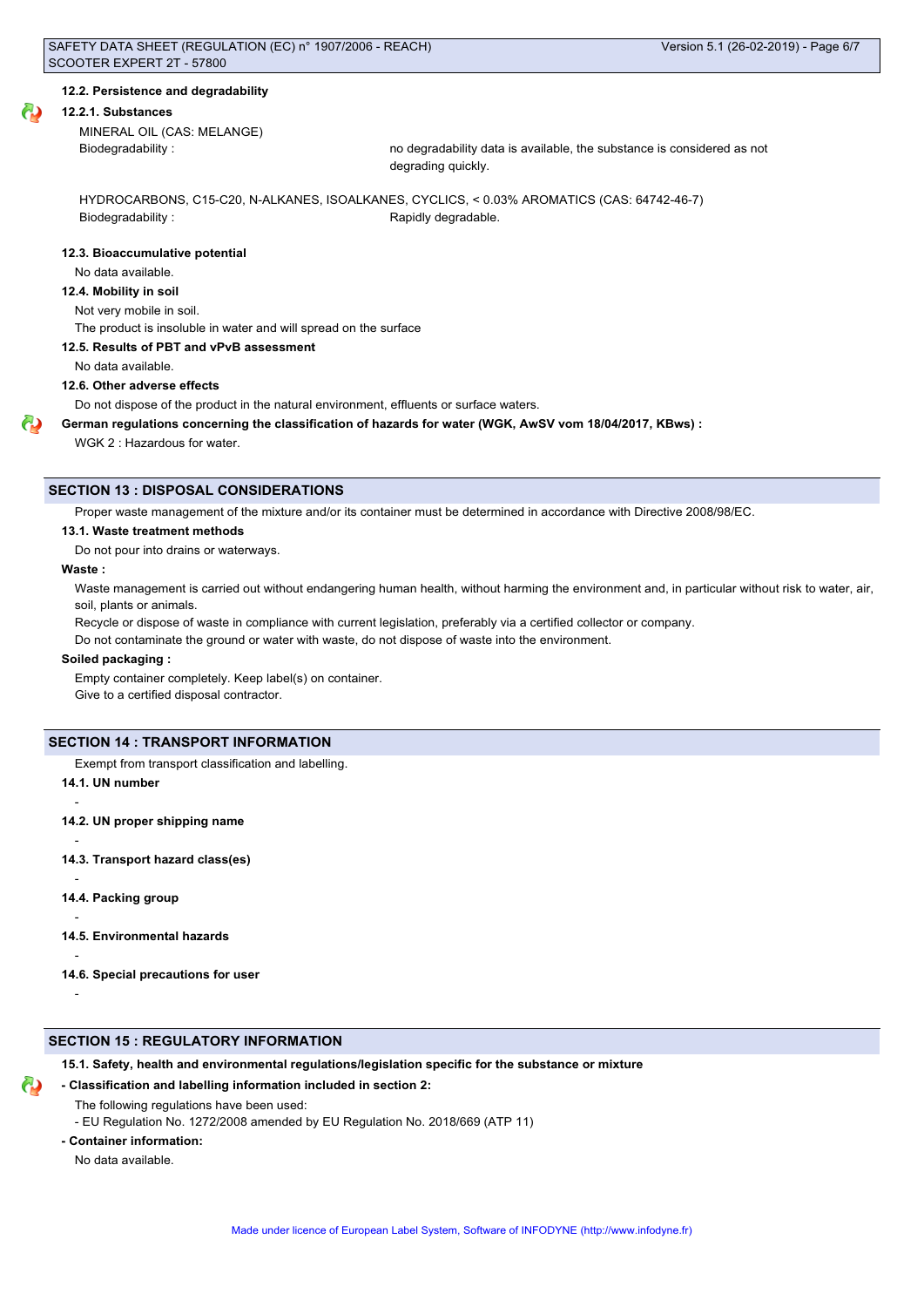#### 12.2. Persistence and degradability

#### 12.2.1. Substances

MINERAL OIL (CAS: MELANGE)

Biodegradability : no degradability data is available, the substance is considered as not degrading quickly.

HYDROCARBONS, C15-C20, N-ALKANES, ISOALKANES, CYCLICS, < 0.03% AROMATICS (CAS: 64742-46-7)

Biodegradability : Rapidly degradable.

#### 12.3. Bioaccumulative potential

No data available.

#### 12.4. Mobility in soil

Not very mobile in soil.

The product is insoluble in water and will spread on the surface

#### 12.5. Results of PBT and vPvB assessment

No data available.

#### 12.6. Other adverse effects

Do not dispose of the product in the natural environment, effluents or surface waters.

**German regulations concerning the classification of hazards for water (WGK, AwSV vom 18/04/2017, KBws) :**

WGK 2 : Hazardous for water.

## SECTION 13 : DISPOSAL CONSIDERATIONS

Proper waste management of the mixture and/or its container must be determined in accordance with Directive 2008/98/EC.

#### 13.1. Waste treatment methods

Do not pour into drains or waterways.

**Waste :**

Waste management is carried out without endangering human health, without harming the environment and, in particular without risk to water, air, soil, plants or animals.

Recycle or dispose of waste in compliance with current legislation, preferably via a certified collector or company.

Do not contaminate the ground or water with waste, do not dispose of waste into the environment.

**Soiled packaging :**

Empty container completely. Keep label(s) on container.

Give to a certified disposal contractor.

## SECTION 14 : TRANSPORT INFORMATION

Exempt from transport classification and labelling.

#### 14.1. UN number

-

#### 14.2. UN proper shipping name

-

#### 14.3. Transport hazard class(es)

-

#### 14.4. Packing group

-

#### 14.5. Environmental hazards

-

#### 14.6. Special precautions for user

-

## SECTION 15 : REGULATORY INFORMATION

#### 15.1. Safety, health and environmental regulations/legislation specific for the substance or mixture

**- Classification and labelling information included in section 2:**

The following regulations have been used:

- EU Regulation No. 1272/2008 amended by EU Regulation No. 2018/669 (ATP 11)

**- Container information:**

No data available.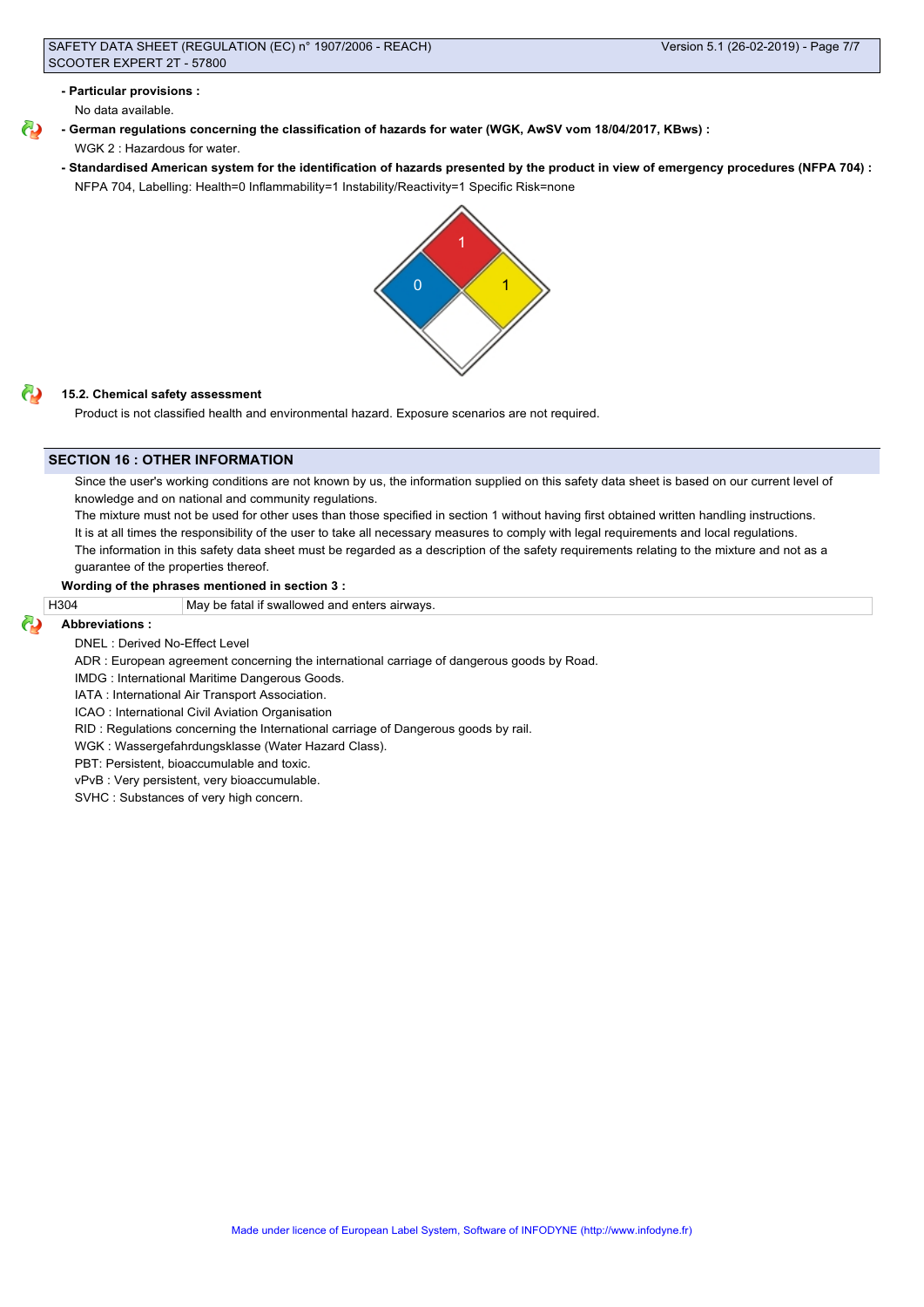**- Particular provisions :**

No data available.

**- German regulations concerning the classification of hazards for water (WGK, AwSV vom 18/04/2017, KBws) :**

WGK 2 : Hazardous for water.

**- Standardised American system for the identification of hazards presented by the product in view of emergency procedures (NFPA 704) :**

NFPA 704, Labelling: Health=0 Inflammability=1 Instability/Reactivity=1 Specific Risk=none

1

0

1

### 15.2. Chemical safety assessment

Product is not classified health and environmental hazard. Exposure scenarios are not required.

## SECTION 16 : OTHER INFORMATION

Since the user's working conditions are not known by us, the information supplied on this safety data sheet is based on our current level of knowledge and on national and community regulations.

The mixture must not be used for other uses than those specified in section 1 without having first obtained written handling instructions.

It is at all times the responsibility of the user to take all necessary measures to comply with legal requirements and local regulations.

The information in this safety data sheet must be regarded as a description of the safety requirements relating to the mixture and not as a guarantee of the properties thereof.

**Wording of the phrases mentioned in section 3 :**

| | |
|---|---|
| H304 | May be fatal if swallowed and enters airways. |

**Abbreviations :**

DNEL : Derived No-Effect Level

ADR : European agreement concerning the international carriage of dangerous goods by Road.

IMDG : International Maritime Dangerous Goods.

IATA : International Air Transport Association.

ICAO : International Civil Aviation Organisation

RID : Regulations concerning the International carriage of Dangerous goods by rail.

WGK : Wassergefahrdungsklasse (Water Hazard Class).

PBT: Persistent, bioaccumulable and toxic.

vPvB : Very persistent, very bioaccumulable.

SVHC : Substances of very high concern.

Made under licence of European Label System, Software of INFODYNE (http://www.infodyne.fr)